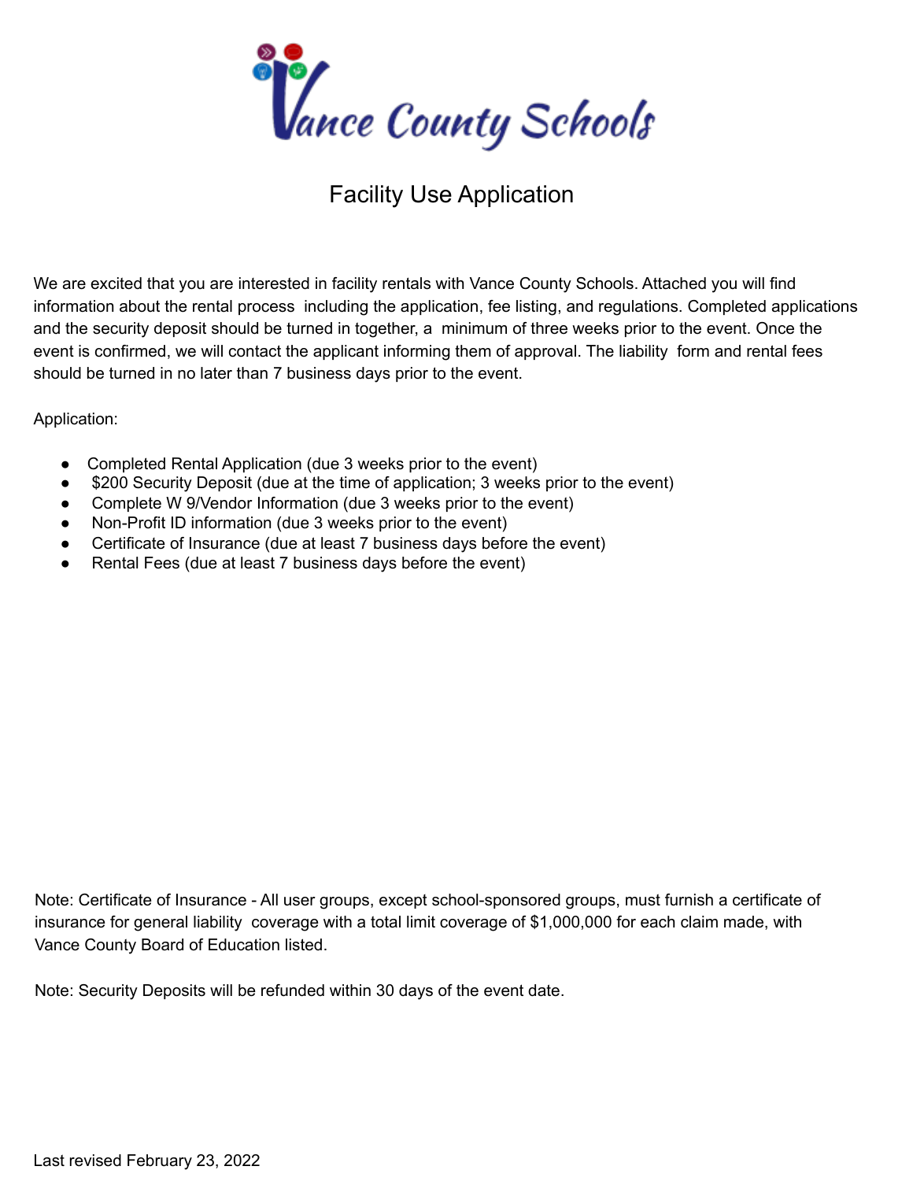# Vance County Schools

## Facility Use Application

We are excited that you are interested in facility rentals with Vance County Schools. Attached you will find information about the rental process including the application, fee listing, and regulations. Completed applications and the security deposit should be turned in together, a minimum of three weeks prior to the event. Once the event is confirmed, we will contact the applicant informing them of approval. The liability form and rental fees should be turned in no later than 7 business days prior to the event.

Application:

- Completed Rental Application (due 3 weeks prior to the event)
- $200 Security Deposit (due at the time of application; 3 weeks prior to the event)
- Complete W 9/Vendor Information (due 3 weeks prior to the event)
- Non-Profit ID information (due 3 weeks prior to the event)
- Certificate of Insurance (due at least 7 business days before the event)
- Rental Fees (due at least 7 business days before the event)

Note: Certificate of Insurance - All user groups, except school-sponsored groups, must furnish a certificate of insurance for general liability coverage with a total limit coverage of $1,000,000 for each claim made, with Vance County Board of Education listed.

Note: Security Deposits will be refunded within 30 days of the event date.

Last revised February 23, 2022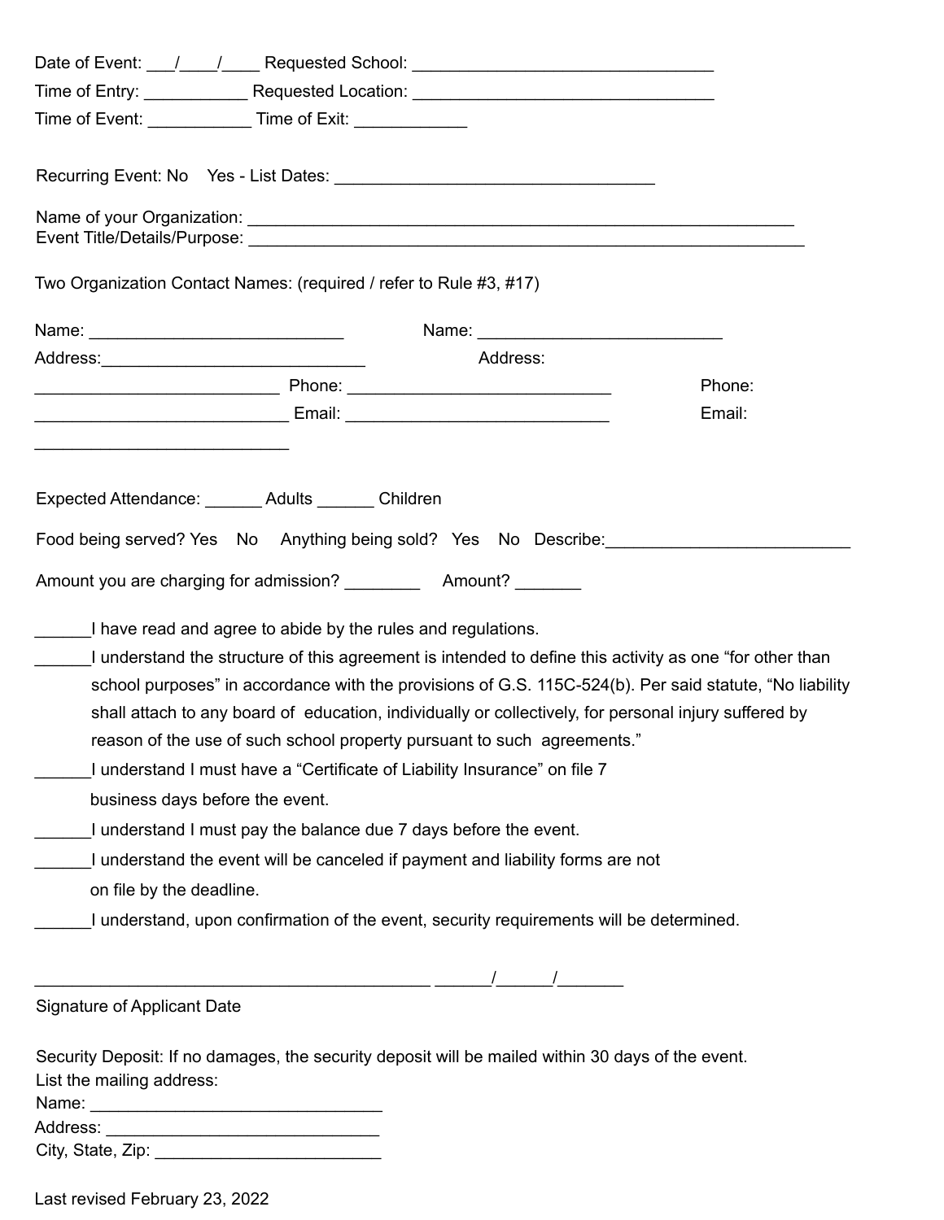Date of Event: \_\_\_/\_\_\_\_/\_\_\_\_ Requested School: \_\_\_\_\_\_\_\_\_\_\_\_\_\_\_\_\_\_\_\_\_\_\_\_\_\_\_\_\_\_\_\_

Time of Entry: \_\_\_\_\_\_\_\_\_\_\_ Requested Location: \_\_\_\_\_\_\_\_\_\_\_\_\_\_\_\_\_\_\_\_\_\_\_\_\_\_\_\_\_\_\_\_

Time of Event: \_\_\_\_\_\_\_\_\_\_\_ Time of Exit: \_\_\_\_\_\_\_\_\_\_\_\_

Recurring Event: No Yes - List Dates: \_\_\_\_\_\_\_\_\_\_\_\_\_\_\_\_\_\_\_\_\_\_\_\_\_\_\_\_\_\_\_\_\_\_

Name of your Organization: \_\_\_\_\_\_\_\_\_\_\_\_\_\_\_\_\_\_\_\_\_\_\_\_\_\_\_\_\_\_\_\_\_\_\_\_\_\_\_\_\_\_\_\_\_\_\_\_\_\_\_\_\_\_\_\_\_\_\_\_
Event Title/Details/Purpose: \_\_\_\_\_\_\_\_\_\_\_\_\_\_\_\_\_\_\_\_\_\_\_\_\_\_\_\_\_\_\_\_\_\_\_\_\_\_\_\_\_\_\_\_\_\_\_\_\_\_\_\_\_\_\_\_\_\_\_\_

Two Organization Contact Names: (required / refer to Rule #3, #17)

Name: \_\_\_\_\_\_\_\_\_\_\_\_\_\_\_\_\_\_\_\_\_\_\_\_\_\_\_
Address:\_\_\_\_\_\_\_\_\_\_\_\_\_\_\_\_\_\_\_\_\_\_\_\_\_\_\_\_
\_\_\_\_\_\_\_\_\_\_\_\_\_\_\_\_\_\_\_\_\_\_\_\_\_\_ Phone: \_\_\_\_\_\_\_\_\_\_\_\_\_\_\_\_\_\_\_\_\_\_\_\_\_\_\_\_
\_\_\_\_\_\_\_\_\_\_\_\_\_\_\_\_\_\_\_\_\_\_\_\_\_\_\_ Email: \_\_\_\_\_\_\_\_\_\_\_\_\_\_\_\_\_\_\_\_\_\_\_\_\_\_\_\_
\_\_\_\_\_\_\_\_\_\_\_\_\_\_\_\_\_\_\_\_\_\_\_\_\_\_\_

Name: \_\_\_\_\_\_\_\_\_\_\_\_\_\_\_\_\_\_\_\_\_\_\_\_\_\_
Address:
Phone:
Email:

Expected Attendance: \_\_\_\_\_\_ Adults \_\_\_\_\_\_ Children

Food being served? Yes No Anything being sold? Yes No Describe:\_\_\_\_\_\_\_\_\_\_\_\_\_\_\_\_\_\_\_\_\_\_\_\_\_\_

Amount you are charging for admission? \_\_\_\_\_\_\_\_ Amount? \_\_\_\_\_\_\_

\_\_\_\_\_\_I have read and agree to abide by the rules and regulations.

\_\_\_\_\_\_I understand the structure of this agreement is intended to define this activity as one "for other than school purposes" in accordance with the provisions of G.S. 115C-524(b). Per said statute, "No liability shall attach to any board of education, individually or collectively, for personal injury suffered by reason of the use of such school property pursuant to such agreements."

\_\_\_\_\_\_I understand I must have a "Certificate of Liability Insurance" on file 7 business days before the event.

\_\_\_\_\_\_I understand I must pay the balance due 7 days before the event.

\_\_\_\_\_\_I understand the event will be canceled if payment and liability forms are not on file by the deadline.

\_\_\_\_\_\_I understand, upon confirmation of the event, security requirements will be determined.

\_\_\_\_\_\_\_\_\_\_\_\_\_\_\_\_\_\_\_\_\_\_\_\_\_\_\_\_\_\_\_\_\_\_\_\_\_\_\_\_\_\_ \_\_\_\_\_\_/\_\_\_\_\_\_/\_\_\_\_\_\_\_
Signature of Applicant Date

Security Deposit: If no damages, the security deposit will be mailed within 30 days of the event.
List the mailing address:
Name: \_\_\_\_\_\_\_\_\_\_\_\_\_\_\_\_\_\_\_\_\_\_\_\_\_\_\_\_\_\_\_
Address: \_\_\_\_\_\_\_\_\_\_\_\_\_\_\_\_\_\_\_\_\_\_\_\_\_\_\_\_\_
City, State, Zip: \_\_\_\_\_\_\_\_\_\_\_\_\_\_\_\_\_\_\_\_\_\_\_\_

Last revised February 23, 2022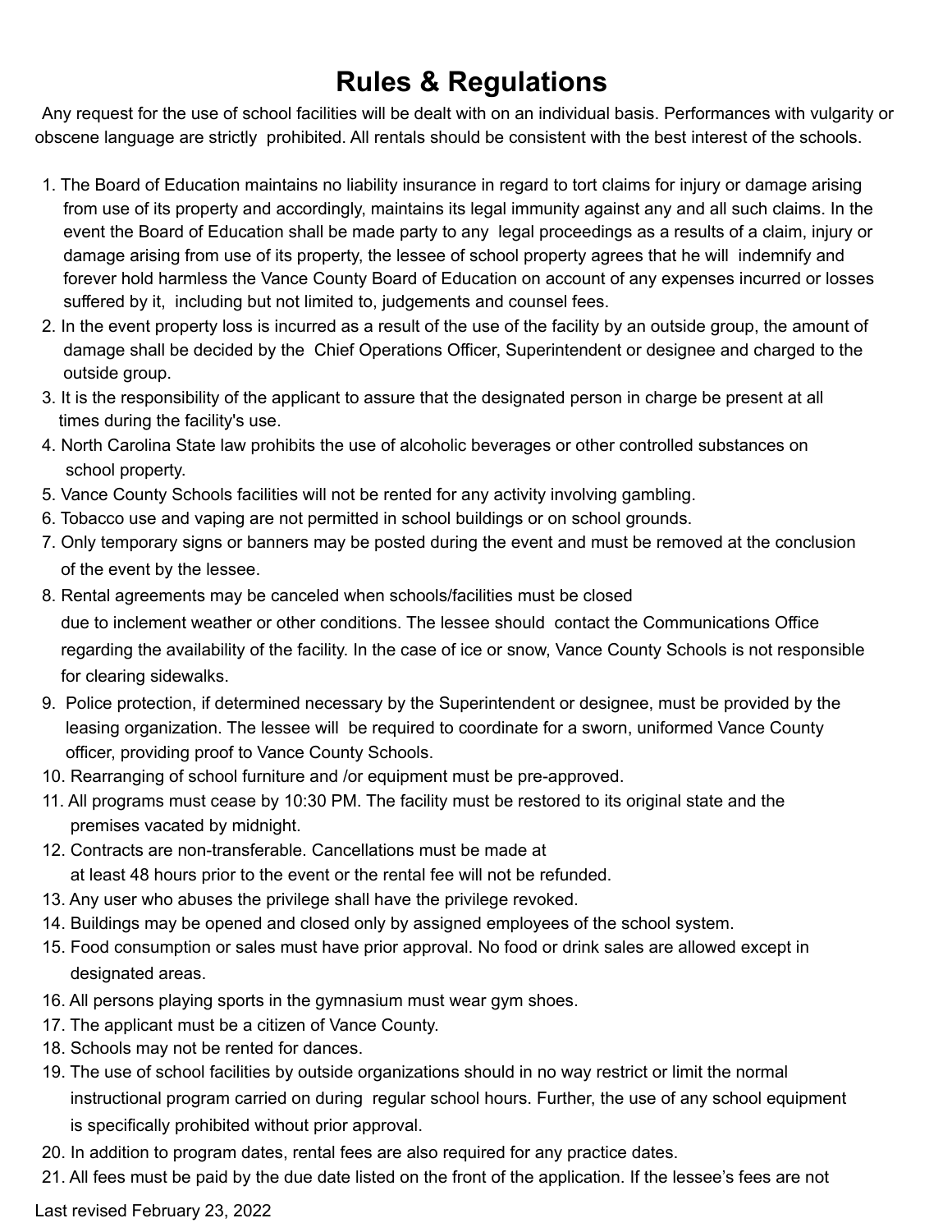# Rules & Regulations

Any request for the use of school facilities will be dealt with on an individual basis. Performances with vulgarity or obscene language are strictly prohibited. All rentals should be consistent with the best interest of the schools.

1. The Board of Education maintains no liability insurance in regard to tort claims for injury or damage arising from use of its property and accordingly, maintains its legal immunity against any and all such claims. In the event the Board of Education shall be made party to any legal proceedings as a results of a claim, injury or damage arising from use of its property, the lessee of school property agrees that he will indemnify and forever hold harmless the Vance County Board of Education on account of any expenses incurred or losses suffered by it, including but not limited to, judgements and counsel fees.
2. In the event property loss is incurred as a result of the use of the facility by an outside group, the amount of damage shall be decided by the Chief Operations Officer, Superintendent or designee and charged to the outside group.
3. It is the responsibility of the applicant to assure that the designated person in charge be present at all times during the facility's use.
4. North Carolina State law prohibits the use of alcoholic beverages or other controlled substances on school property.
5. Vance County Schools facilities will not be rented for any activity involving gambling.
6. Tobacco use and vaping are not permitted in school buildings or on school grounds.
7. Only temporary signs or banners may be posted during the event and must be removed at the conclusion of the event by the lessee.
8. Rental agreements may be canceled when schools/facilities must be closed due to inclement weather or other conditions. The lessee should contact the Communications Office regarding the availability of the facility. In the case of ice or snow, Vance County Schools is not responsible for clearing sidewalks.
9. Police protection, if determined necessary by the Superintendent or designee, must be provided by the leasing organization. The lessee will be required to coordinate for a sworn, uniformed Vance County officer, providing proof to Vance County Schools.
10. Rearranging of school furniture and /or equipment must be pre-approved.
11. All programs must cease by 10:30 PM. The facility must be restored to its original state and the premises vacated by midnight.
12. Contracts are non-transferable. Cancellations must be made at at least 48 hours prior to the event or the rental fee will not be refunded.
13. Any user who abuses the privilege shall have the privilege revoked.
14. Buildings may be opened and closed only by assigned employees of the school system.
15. Food consumption or sales must have prior approval. No food or drink sales are allowed except in designated areas.
16. All persons playing sports in the gymnasium must wear gym shoes.
17. The applicant must be a citizen of Vance County.
18. Schools may not be rented for dances.
19. The use of school facilities by outside organizations should in no way restrict or limit the normal instructional program carried on during regular school hours. Further, the use of any school equipment is specifically prohibited without prior approval.
20. In addition to program dates, rental fees are also required for any practice dates.
21. All fees must be paid by the due date listed on the front of the application. If the lessee's fees are not

Last revised February 23, 2022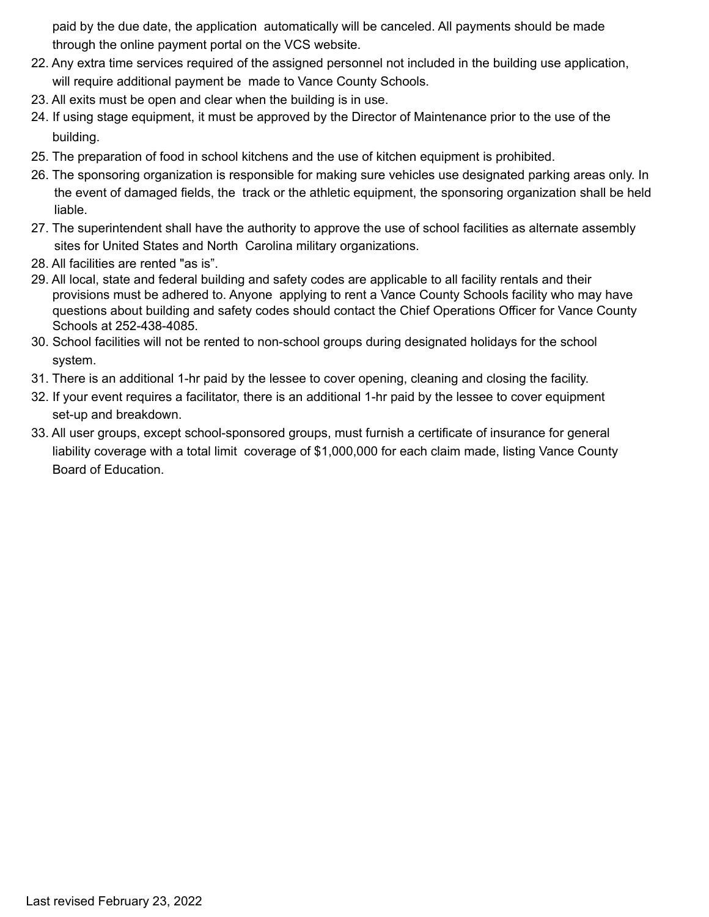paid by the due date, the application automatically will be canceled. All payments should be made through the online payment portal on the VCS website.

22. Any extra time services required of the assigned personnel not included in the building use application, will require additional payment be made to Vance County Schools.
23. All exits must be open and clear when the building is in use.
24. If using stage equipment, it must be approved by the Director of Maintenance prior to the use of the building.
25. The preparation of food in school kitchens and the use of kitchen equipment is prohibited.
26. The sponsoring organization is responsible for making sure vehicles use designated parking areas only. In the event of damaged fields, the track or the athletic equipment, the sponsoring organization shall be held liable.
27. The superintendent shall have the authority to approve the use of school facilities as alternate assembly sites for United States and North Carolina military organizations.
28. All facilities are rented "as is".
29. All local, state and federal building and safety codes are applicable to all facility rentals and their provisions must be adhered to. Anyone applying to rent a Vance County Schools facility who may have questions about building and safety codes should contact the Chief Operations Officer for Vance County Schools at 252-438-4085.
30. School facilities will not be rented to non-school groups during designated holidays for the school system.
31. There is an additional 1-hr paid by the lessee to cover opening, cleaning and closing the facility.
32. If your event requires a facilitator, there is an additional 1-hr paid by the lessee to cover equipment set-up and breakdown.
33. All user groups, except school-sponsored groups, must furnish a certificate of insurance for general liability coverage with a total limit coverage of $1,000,000 for each claim made, listing Vance County Board of Education.

Last revised February 23, 2022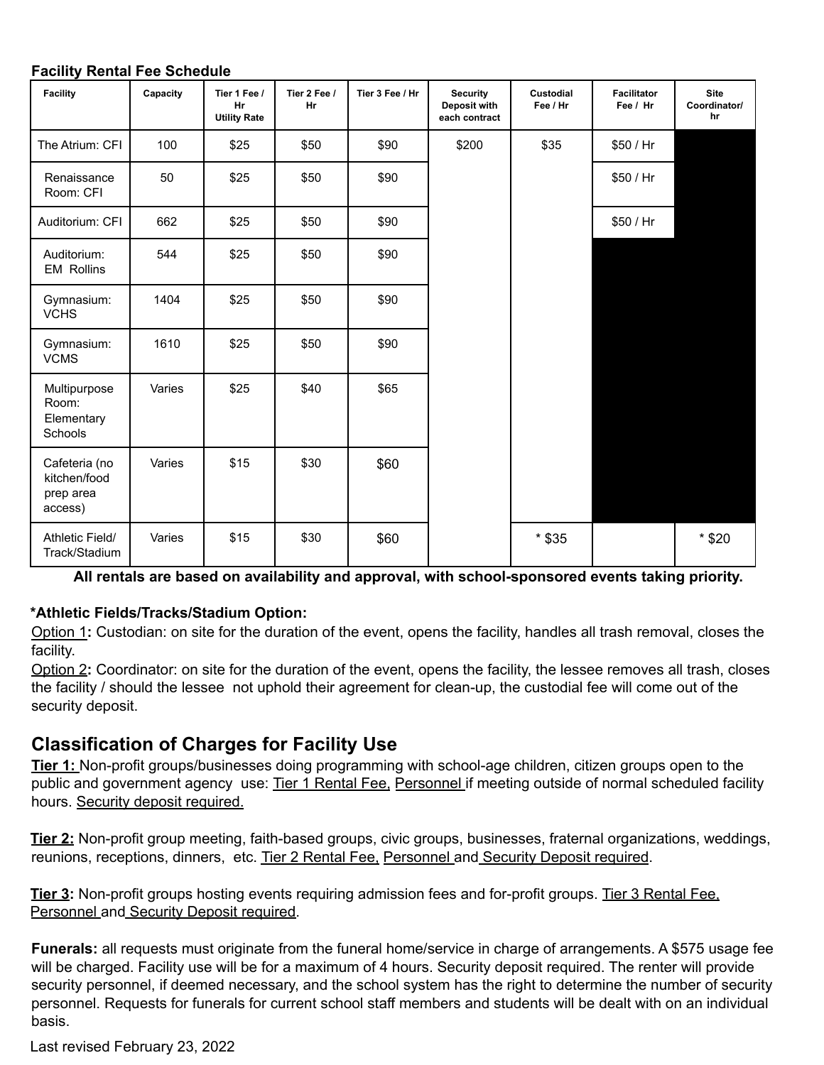**Facility Rental Fee Schedule**

| Facility | Capacity | Tier 1 Fee / Hr Utility Rate | Tier 2 Fee / Hr | Tier 3 Fee / Hr | Security Deposit with each contract | Custodial Fee / Hr | Facilitator Fee / Hr | Site Coordinator/ hr |
|---|---|---|---|---|---|---|---|---|
| The Atrium: CFI | 100 | $25 | $50 | $90 | $200 | $35 | $50 / Hr | |
| Renaissance Room: CFI | 50 | $25 | $50 | $90 | | | $50 / Hr | |
| Auditorium: CFI | 662 | $25 | $50 | $90 | | | $50 / Hr | |
| Auditorium: EM Rollins | 544 | $25 | $50 | $90 | | | | |
| Gymnasium: VCHS | 1404 | $25 | $50 | $90 | | | | |
| Gymnasium: VCMS | 1610 | $25 | $50 | $90 | | | | |
| Multipurpose Room: Elementary Schools | Varies | $25 | $40 | $65 | | | | |
| Cafeteria (no kitchen/food prep area access) | Varies | $15 | $30 | $60 | | | | |
| Athletic Field/ Track/Stadium | Varies | $15 | $30 | $60 | | * $35 | | * $20 |

**All rentals are based on availability and approval, with school-sponsored events taking priority.**

**\*Athletic Fields/Tracks/Stadium Option:**
Option 1**:** Custodian: on site for the duration of the event, opens the facility, handles all trash removal, closes the facility.
Option 2**:** Coordinator: on site for the duration of the event, opens the facility, the lessee removes all trash, closes the facility / should the lessee not uphold their agreement for clean-up, the custodial fee will come out of the security deposit.

## Classification of Charges for Facility Use

**Tier 1:** Non-profit groups/businesses doing programming with school-age children, citizen groups open to the public and government agency use: Tier 1 Rental Fee, Personnel if meeting outside of normal scheduled facility hours. Security deposit required.

**Tier 2:** Non-profit group meeting, faith-based groups, civic groups, businesses, fraternal organizations, weddings, reunions, receptions, dinners, etc. Tier 2 Rental Fee, Personnel and Security Deposit required.

**Tier 3:** Non-profit groups hosting events requiring admission fees and for-profit groups. Tier 3 Rental Fee, Personnel and Security Deposit required.

**Funerals:** all requests must originate from the funeral home/service in charge of arrangements. A $575 usage fee will be charged. Facility use will be for a maximum of 4 hours. Security deposit required. The renter will provide security personnel, if deemed necessary, and the school system has the right to determine the number of security personnel. Requests for funerals for current school staff members and students will be dealt with on an individual basis.

Last revised February 23, 2022